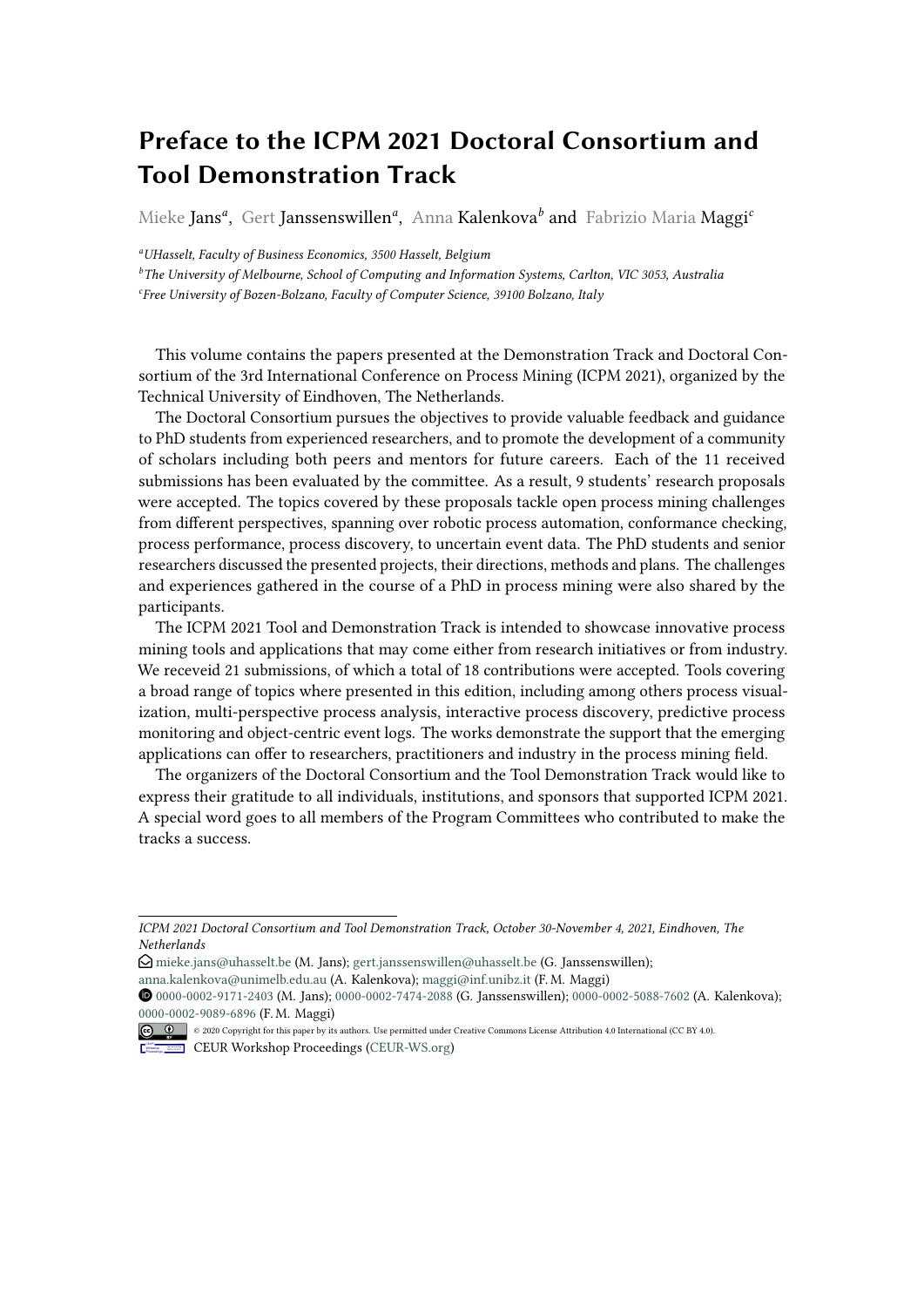# Preface to the ICPM 2021 Doctoral Consortium and Tool Demonstration Track

Mieke Jans[a], Gert Janssenswillen[a], Anna Kalenkova[b] and Fabrizio Maria Maggi[c]

[a]UHasselt, Faculty of Business Economics, 3500 Hasselt, Belgium
[b]The University of Melbourne, School of Computing and Information Systems, Carlton, VIC 3053, Australia
[c]Free University of Bozen-Bolzano, Faculty of Computer Science, 39100 Bolzano, Italy

This volume contains the papers presented at the Demonstration Track and Doctoral Consortium of the 3rd International Conference on Process Mining (ICPM 2021), organized by the Technical University of Eindhoven, The Netherlands.

The Doctoral Consortium pursues the objectives to provide valuable feedback and guidance to PhD students from experienced researchers, and to promote the development of a community of scholars including both peers and mentors for future careers. Each of the 11 received submissions has been evaluated by the committee. As a result, 9 students' research proposals were accepted. The topics covered by these proposals tackle open process mining challenges from different perspectives, spanning over robotic process automation, conformance checking, process performance, process discovery, to uncertain event data. The PhD students and senior researchers discussed the presented projects, their directions, methods and plans. The challenges and experiences gathered in the course of a PhD in process mining were also shared by the participants.

The ICPM 2021 Tool and Demonstration Track is intended to showcase innovative process mining tools and applications that may come either from research initiatives or from industry. We receveid 21 submissions, of which a total of 18 contributions were accepted. Tools covering a broad range of topics where presented in this edition, including among others process visualization, multi-perspective process analysis, interactive process discovery, predictive process monitoring and object-centric event logs. The works demonstrate the support that the emerging applications can offer to researchers, practitioners and industry in the process mining field.

The organizers of the Doctoral Consortium and the Tool Demonstration Track would like to express their gratitude to all individuals, institutions, and sponsors that supported ICPM 2021. A special word goes to all members of the Program Committees who contributed to make the tracks a success.

---

*ICPM 2021 Doctoral Consortium and Tool Demonstration Track, October 30-November 4, 2021, Eindhoven, The Netherlands*

mieke.jans@uhasselt.be (M. Jans); gert.janssenswillen@uhasselt.be (G. Janssenswillen); anna.kalenkova@unimelb.edu.au (A. Kalenkova); maggi@inf.unibz.it (F. M. Maggi)

0000-0002-9171-2403 (M. Jans); 0000-0002-7474-2088 (G. Janssenswillen); 0000-0002-5088-7602 (A. Kalenkova); 0000-0002-9089-6896 (F. M. Maggi)

© 2020 Copyright for this paper by its authors. Use permitted under Creative Commons License Attribution 4.0 International (CC BY 4.0).

CEUR Workshop Proceedings (CEUR-WS.org)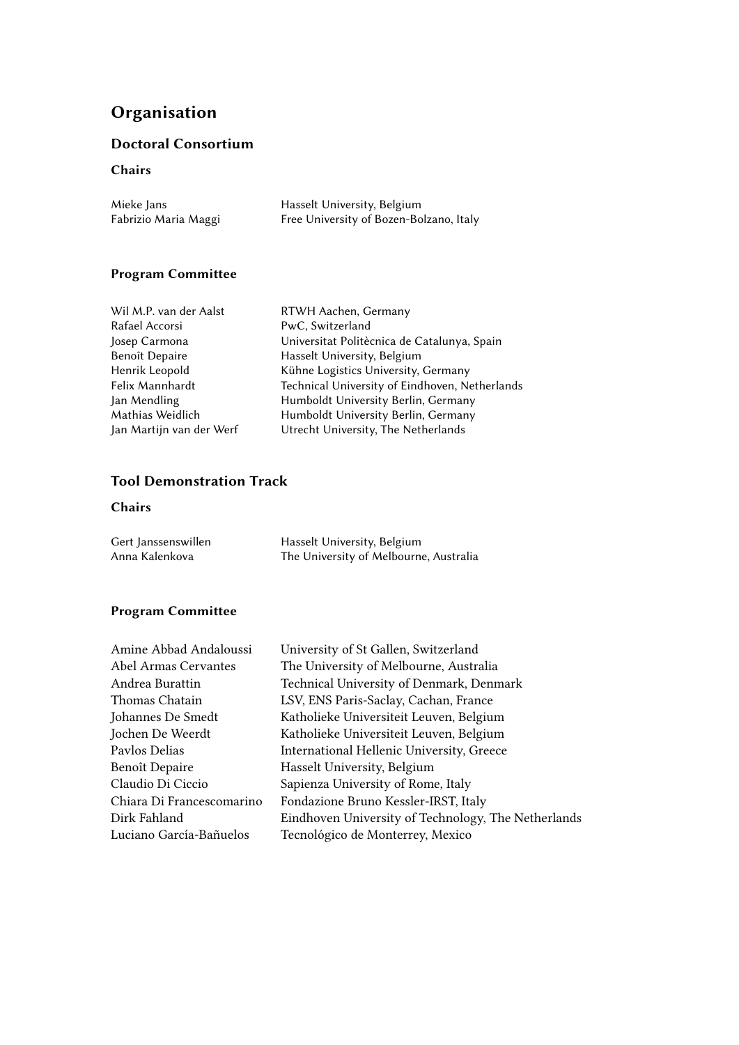# Organisation

## Doctoral Consortium

### Chairs

| | |
|---|---|
| Mieke Jans | Hasselt University, Belgium |
| Fabrizio Maria Maggi | Free University of Bozen-Bolzano, Italy |

### Program Committee

| | |
|---|---|
| Wil M.P. van der Aalst | RTWH Aachen, Germany |
| Rafael Accorsi | PwC, Switzerland |
| Josep Carmona | Universitat Politècnica de Catalunya, Spain |
| Benoît Depaire | Hasselt University, Belgium |
| Henrik Leopold | Kühne Logistics University, Germany |
| Felix Mannhardt | Technical University of Eindhoven, Netherlands |
| Jan Mendling | Humboldt University Berlin, Germany |
| Mathias Weidlich | Humboldt University Berlin, Germany |
| Jan Martijn van der Werf | Utrecht University, The Netherlands |

## Tool Demonstration Track

### Chairs

| | |
|---|---|
| Gert Janssenswillen | Hasselt University, Belgium |
| Anna Kalenkova | The University of Melbourne, Australia |

### Program Committee

| | |
|---|---|
| Amine Abbad Andaloussi | University of St Gallen, Switzerland |
| Abel Armas Cervantes | The University of Melbourne, Australia |
| Andrea Burattin | Technical University of Denmark, Denmark |
| Thomas Chatain | LSV, ENS Paris-Saclay, Cachan, France |
| Johannes De Smedt | Katholieke Universiteit Leuven, Belgium |
| Jochen De Weerdt | Katholieke Universiteit Leuven, Belgium |
| Pavlos Delias | International Hellenic University, Greece |
| Benoît Depaire | Hasselt University, Belgium |
| Claudio Di Ciccio | Sapienza University of Rome, Italy |
| Chiara Di Francescomarino | Fondazione Bruno Kessler-IRST, Italy |
| Dirk Fahland | Eindhoven University of Technology, The Netherlands |
| Luciano García-Bañuelos | Tecnológico de Monterrey, Mexico |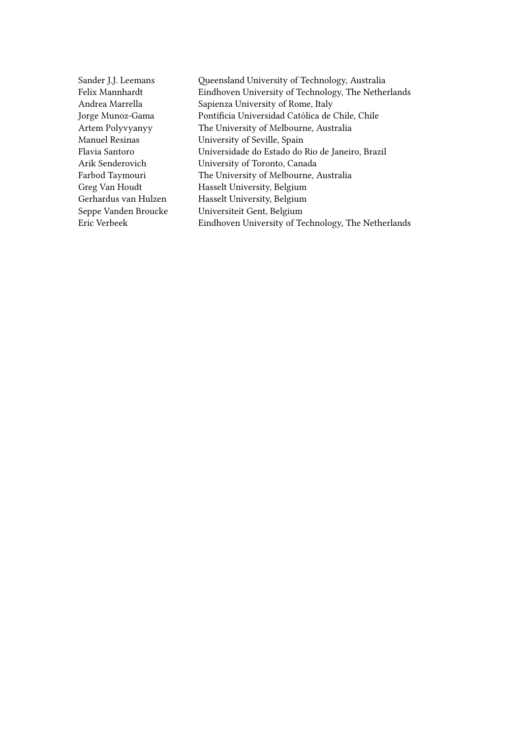| | |
|---|---|
| Sander J.J. Leemans | Queensland University of Technology, Australia |
| Felix Mannhardt | Eindhoven University of Technology, The Netherlands |
| Andrea Marrella | Sapienza University of Rome, Italy |
| Jorge Munoz-Gama | Pontificia Universidad Católica de Chile, Chile |
| Artem Polyvyanyy | The University of Melbourne, Australia |
| Manuel Resinas | University of Seville, Spain |
| Flavia Santoro | Universidade do Estado do Rio de Janeiro, Brazil |
| Arik Senderovich | University of Toronto, Canada |
| Farbod Taymouri | The University of Melbourne, Australia |
| Greg Van Houdt | Hasselt University, Belgium |
| Gerhardus van Hulzen | Hasselt University, Belgium |
| Seppe Vanden Broucke | Universiteit Gent, Belgium |
| Eric Verbeek | Eindhoven University of Technology, The Netherlands |